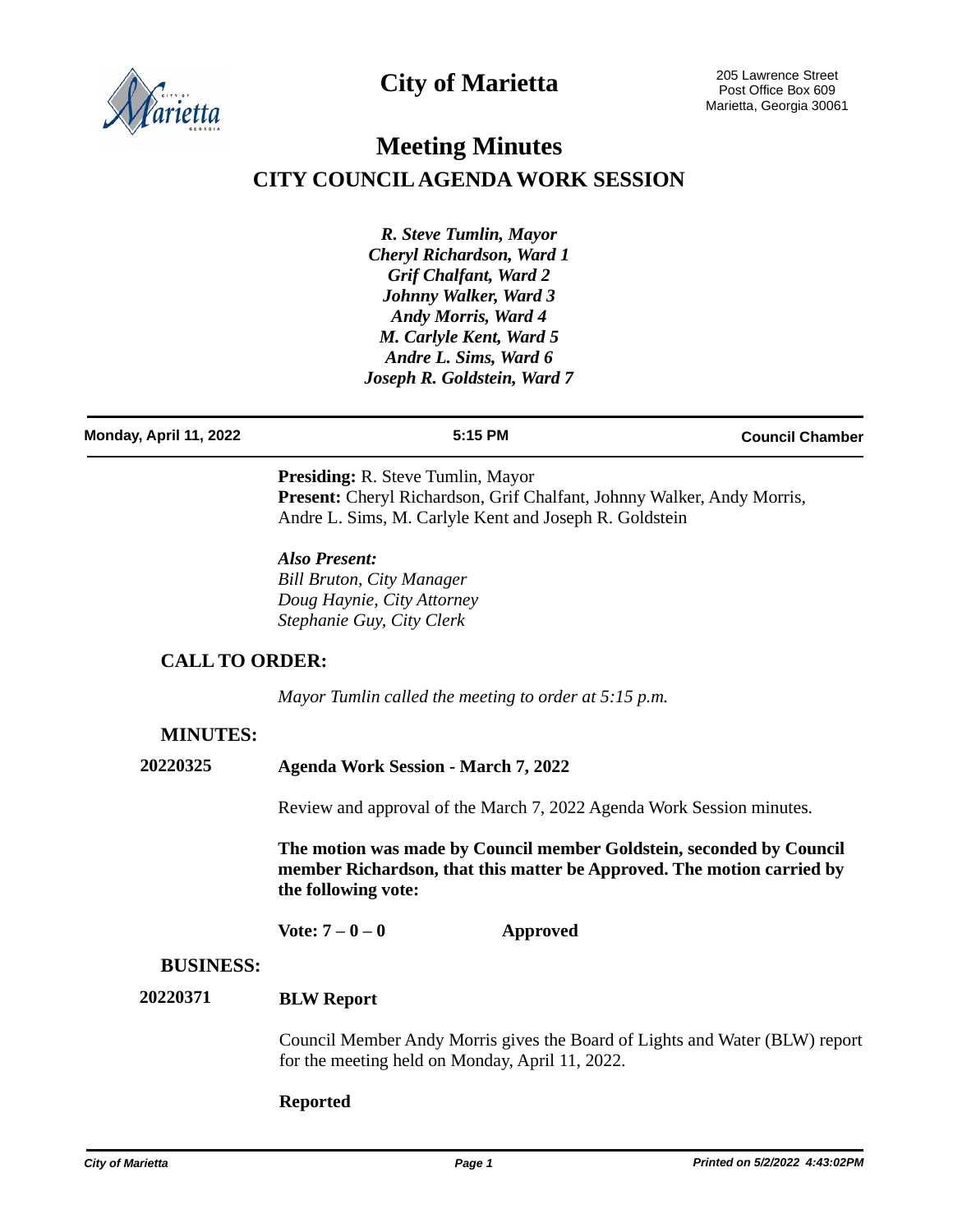# City of Marietta

205 Lawrence Street
Post Office Box 609
Marietta, Georgia 30061

# Meeting Minutes

## CITY COUNCIL AGENDA WORK SESSION

*R. Steve Tumlin, Mayor*
*Cheryl Richardson, Ward 1*
*Grif Chalfant, Ward 2*
*Johnny Walker, Ward 3*
*Andy Morris, Ward 4*
*M. Carlyle Kent, Ward 5*
*Andre L. Sims, Ward 6*
*Joseph R. Goldstein, Ward 7*

**Monday, April 11, 2022** | **5:15 PM** | **Council Chamber**

**Presiding:** R. Steve Tumlin, Mayor
**Present:** Cheryl Richardson, Grif Chalfant, Johnny Walker, Andy Morris, Andre L. Sims, M. Carlyle Kent and Joseph R. Goldstein

***Also Present:***
*Bill Bruton, City Manager*
*Doug Haynie, City Attorney*
*Stephanie Guy, City Clerk*

### CALL TO ORDER:

*Mayor Tumlin called the meeting to order at 5:15 p.m.*

### MINUTES:

**20220325** **Agenda Work Session - March 7, 2022**

Review and approval of the March 7, 2022 Agenda Work Session minutes.

**The motion was made by Council member Goldstein, seconded by Council member Richardson, that this matter be Approved. The motion carried by the following vote:**

**Vote: 7 – 0 – 0** **Approved**

### BUSINESS:

**20220371** **BLW Report**

Council Member Andy Morris gives the Board of Lights and Water (BLW) report for the meeting held on Monday, April 11, 2022.

**Reported**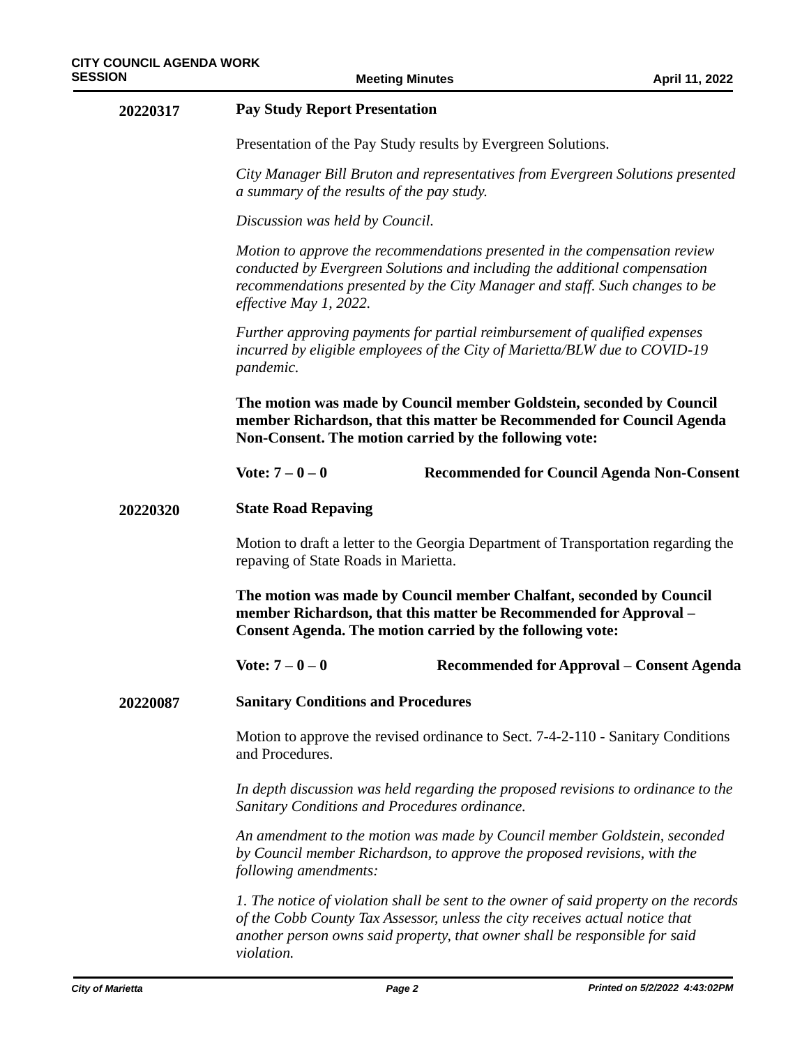**20220317** **Pay Study Report Presentation**

Presentation of the Pay Study results by Evergreen Solutions.

*City Manager Bill Bruton and representatives from Evergreen Solutions presented a summary of the results of the pay study.*

*Discussion was held by Council.*

*Motion to approve the recommendations presented in the compensation review conducted by Evergreen Solutions and including the additional compensation recommendations presented by the City Manager and staff. Such changes to be effective May 1, 2022.*

*Further approving payments for partial reimbursement of qualified expenses incurred by eligible employees of the City of Marietta/BLW due to COVID-19 pandemic.*

**The motion was made by Council member Goldstein, seconded by Council member Richardson, that this matter be Recommended for Council Agenda Non-Consent. The motion carried by the following vote:**

**Vote: 7 – 0 – 0** **Recommended for Council Agenda Non-Consent**

**20220320** **State Road Repaving**

Motion to draft a letter to the Georgia Department of Transportation regarding the repaving of State Roads in Marietta.

**The motion was made by Council member Chalfant, seconded by Council member Richardson, that this matter be Recommended for Approval – Consent Agenda. The motion carried by the following vote:**

**Vote: 7 – 0 – 0** **Recommended for Approval – Consent Agenda**

**20220087** **Sanitary Conditions and Procedures**

Motion to approve the revised ordinance to Sect. 7-4-2-110 - Sanitary Conditions and Procedures.

*In depth discussion was held regarding the proposed revisions to ordinance to the Sanitary Conditions and Procedures ordinance.*

*An amendment to the motion was made by Council member Goldstein, seconded by Council member Richardson, to approve the proposed revisions, with the following amendments:*

*1. The notice of violation shall be sent to the owner of said property on the records of the Cobb County Tax Assessor, unless the city receives actual notice that another person owns said property, that owner shall be responsible for said violation.*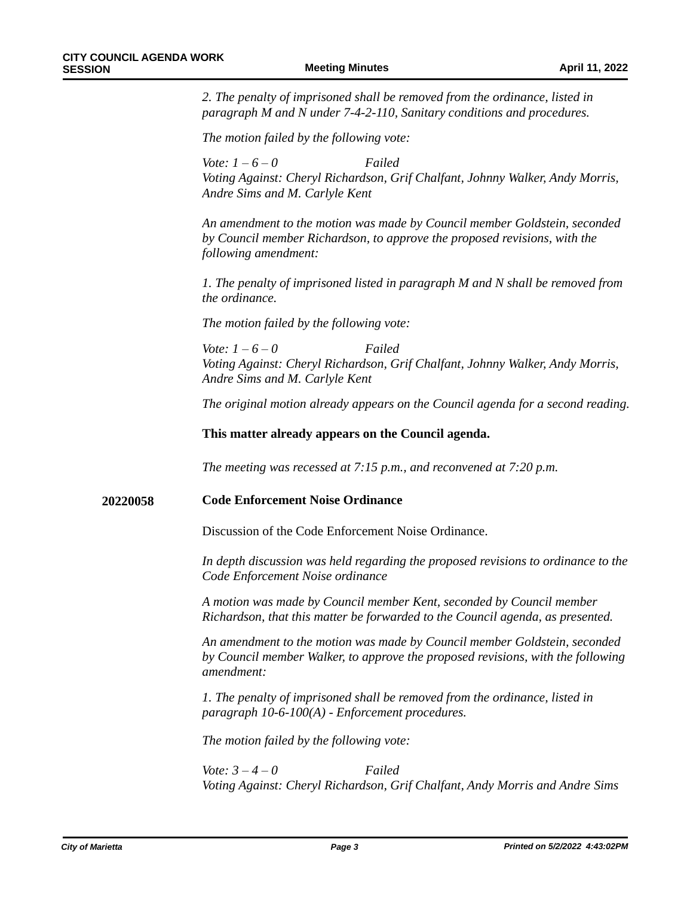*2. The penalty of imprisoned shall be removed from the ordinance, listed in paragraph M and N under 7-4-2-110, Sanitary conditions and procedures.*

*The motion failed by the following vote:*

*Vote: 1 – 6 – 0 Failed*
*Voting Against: Cheryl Richardson, Grif Chalfant, Johnny Walker, Andy Morris, Andre Sims and M. Carlyle Kent*

*An amendment to the motion was made by Council member Goldstein, seconded by Council member Richardson, to approve the proposed revisions, with the following amendment:*

*1. The penalty of imprisoned listed in paragraph M and N shall be removed from the ordinance.*

*The motion failed by the following vote:*

*Vote: 1 – 6 – 0 Failed*
*Voting Against: Cheryl Richardson, Grif Chalfant, Johnny Walker, Andy Morris, Andre Sims and M. Carlyle Kent*

*The original motion already appears on the Council agenda for a second reading.*

**This matter already appears on the Council agenda.**

*The meeting was recessed at 7:15 p.m., and reconvened at 7:20 p.m.*

**20220058 Code Enforcement Noise Ordinance**

Discussion of the Code Enforcement Noise Ordinance.

*In depth discussion was held regarding the proposed revisions to ordinance to the Code Enforcement Noise ordinance*

*A motion was made by Council member Kent, seconded by Council member Richardson, that this matter be forwarded to the Council agenda, as presented.*

*An amendment to the motion was made by Council member Goldstein, seconded by Council member Walker, to approve the proposed revisions, with the following amendment:*

*1. The penalty of imprisoned shall be removed from the ordinance, listed in paragraph 10-6-100(A) - Enforcement procedures.*

*The motion failed by the following vote:*

*Vote: 3 – 4 – 0 Failed*
*Voting Against: Cheryl Richardson, Grif Chalfant, Andy Morris and Andre Sims*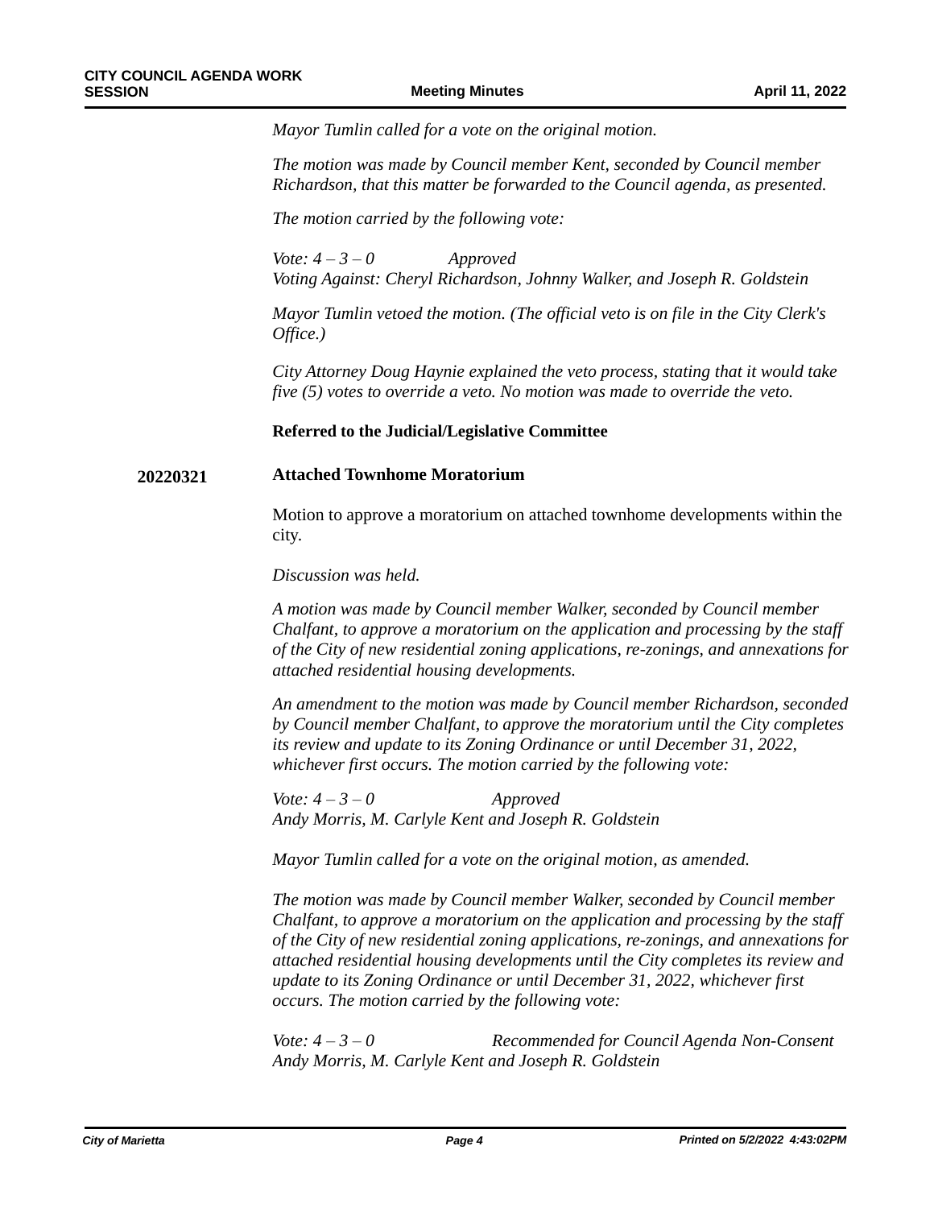*Mayor Tumlin called for a vote on the original motion.*

*The motion was made by Council member Kent, seconded by Council member Richardson, that this matter be forwarded to the Council agenda, as presented.*

*The motion carried by the following vote:*

*Vote: 4 – 3 – 0 Approved*
*Voting Against: Cheryl Richardson, Johnny Walker, and Joseph R. Goldstein*

*Mayor Tumlin vetoed the motion. (The official veto is on file in the City Clerk's Office.)*

*City Attorney Doug Haynie explained the veto process, stating that it would take five (5) votes to override a veto. No motion was made to override the veto.*

**Referred to the Judicial/Legislative Committee**

**20220321 Attached Townhome Moratorium**

Motion to approve a moratorium on attached townhome developments within the city.

*Discussion was held.*

*A motion was made by Council member Walker, seconded by Council member Chalfant, to approve a moratorium on the application and processing by the staff of the City of new residential zoning applications, re-zonings, and annexations for attached residential housing developments.*

*An amendment to the motion was made by Council member Richardson, seconded by Council member Chalfant, to approve the moratorium until the City completes its review and update to its Zoning Ordinance or until December 31, 2022, whichever first occurs. The motion carried by the following vote:*

*Vote: 4 – 3 – 0 Approved*
*Andy Morris, M. Carlyle Kent and Joseph R. Goldstein*

*Mayor Tumlin called for a vote on the original motion, as amended.*

*The motion was made by Council member Walker, seconded by Council member Chalfant, to approve a moratorium on the application and processing by the staff of the City of new residential zoning applications, re-zonings, and annexations for attached residential housing developments until the City completes its review and update to its Zoning Ordinance or until December 31, 2022, whichever first occurs. The motion carried by the following vote:*

*Vote: 4 – 3 – 0 Recommended for Council Agenda Non-Consent*
*Andy Morris, M. Carlyle Kent and Joseph R. Goldstein*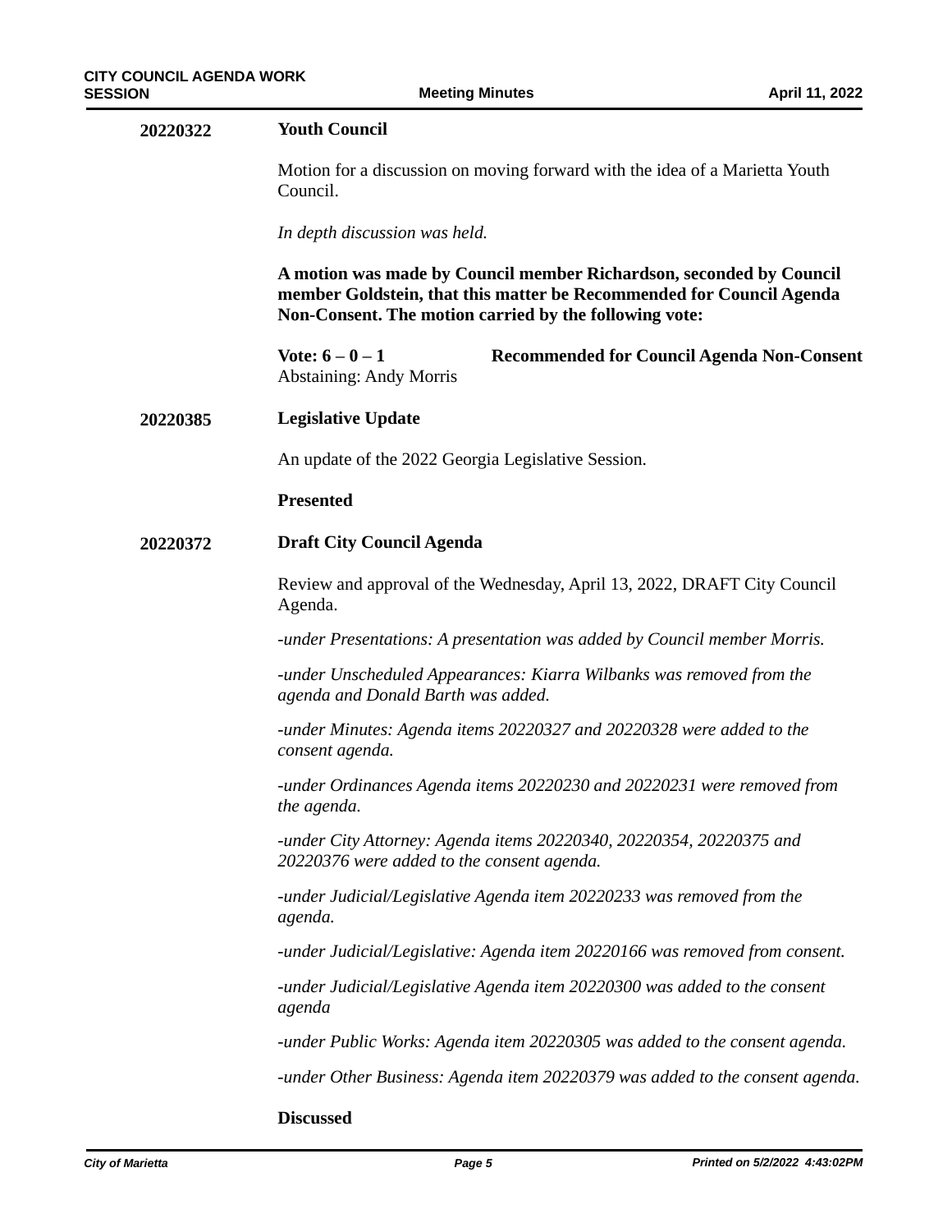**20220322** **Youth Council**

Motion for a discussion on moving forward with the idea of a Marietta Youth Council.

*In depth discussion was held.*

**A motion was made by Council member Richardson, seconded by Council member Goldstein, that this matter be Recommended for Council Agenda Non-Consent. The motion carried by the following vote:**

**Vote: 6 – 0 – 1** **Recommended for Council Agenda Non-Consent**
Abstaining: Andy Morris

**20220385** **Legislative Update**

An update of the 2022 Georgia Legislative Session.

**Presented**

**20220372** **Draft City Council Agenda**

Review and approval of the Wednesday, April 13, 2022, DRAFT City Council Agenda.

*-under Presentations: A presentation was added by Council member Morris.*

*-under Unscheduled Appearances: Kiarra Wilbanks was removed from the agenda and Donald Barth was added.*

*-under Minutes: Agenda items 20220327 and 20220328 were added to the consent agenda.*

*-under Ordinances Agenda items 20220230 and 20220231 were removed from the agenda.*

*-under City Attorney: Agenda items 20220340, 20220354, 20220375 and 20220376 were added to the consent agenda.*

*-under Judicial/Legislative Agenda item 20220233 was removed from the agenda.*

*-under Judicial/Legislative: Agenda item 20220166 was removed from consent.*

*-under Judicial/Legislative Agenda item 20220300 was added to the consent agenda*

*-under Public Works: Agenda item 20220305 was added to the consent agenda.*

*-under Other Business: Agenda item 20220379 was added to the consent agenda.*

**Discussed**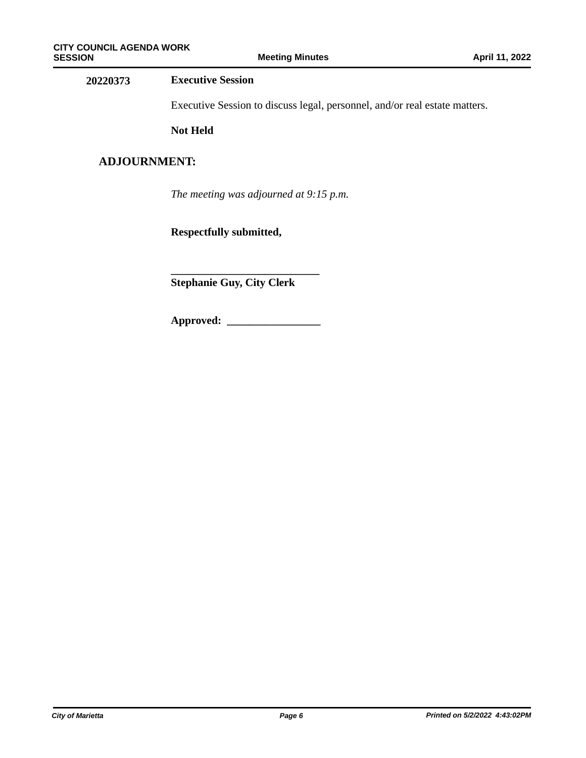**20220373** **Executive Session**

Executive Session to discuss legal, personnel, and/or real estate matters.

**Not Held**

## ADJOURNMENT:

*The meeting was adjourned at 9:15 p.m.*

**Respectfully submitted,**

**___________________________**
**Stephanie Guy, City Clerk**

**Approved: _________________**